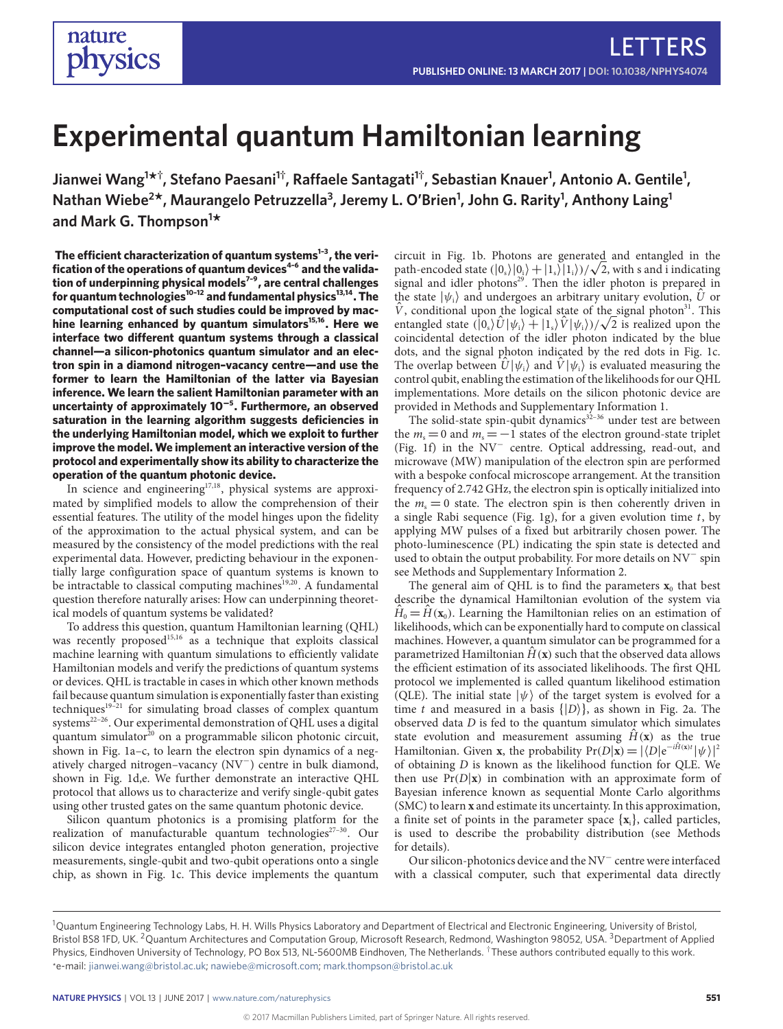# Experimental quantum Hamiltonian learning

**Jianwei Wang[1*†], Stefano Paesani[1†], Raffaele Santagati[1†], Sebastian Knauer[1], Antonio A. Gentile[1], Nathan Wiebe[2*], Maurangelo Petruzzella[3], Jeremy L. O'Brien[1], John G. Rarity[1], Anthony Laing[1] and Mark G. Thompson[1*]**

**The efficient characterization of quantum systems[1–3], the verification of the operations of quantum devices[4–6] and the validation of underpinning physical models[7–9], are central challenges for quantum technologies[10–12] and fundamental physics[13,14]. The computational cost of such studies could be improved by machine learning enhanced by quantum simulators[15,16]. Here we interface two different quantum systems through a classical channel—a silicon-photonics quantum simulator and an electron spin in a diamond nitrogen–vacancy centre—and use the former to learn the Hamiltonian of the latter via Bayesian inference. We learn the salient Hamiltonian parameter with an uncertainty of approximately $10^{-5}$. Furthermore, an observed saturation in the learning algorithm suggests deficiencies in the underlying Hamiltonian model, which we exploit to further improve the model. We implement an interactive version of the protocol and experimentally show its ability to characterize the operation of the quantum photonic device.**

In science and engineering[17,18], physical systems are approximated by simplified models to allow the comprehension of their essential features. The utility of the model hinges upon the fidelity of the approximation to the actual physical system, and can be measured by the consistency of the model predictions with the real experimental data. However, predicting behaviour in the exponentially large configuration space of quantum systems is known to be intractable to classical computing machines[19,20]. A fundamental question therefore naturally arises: How can underpinning theoretical models of quantum systems be validated?

To address this question, quantum Hamiltonian learning (QHL) was recently proposed[15,16] as a technique that exploits classical machine learning with quantum simulations to efficiently validate Hamiltonian models and verify the predictions of quantum systems or devices. QHL is tractable in cases in which other known methods fail because quantum simulation is exponentially faster than existing techniques[19–21] for simulating broad classes of complex quantum systems[22–26]. Our experimental demonstration of QHL uses a digital quantum simulator[20] on a programmable silicon photonic circuit, shown in Fig. 1a–c, to learn the electron spin dynamics of a negatively charged nitrogen–vacancy ($NV^-$) centre in bulk diamond, shown in Fig. 1d,e. We further demonstrate an interactive QHL protocol that allows us to characterize and verify single-qubit gates using other trusted gates on the same quantum photonic device.

Silicon quantum photonics is a promising platform for the realization of manufacturable quantum technologies[27–30]. Our silicon device integrates entangled photon generation, projective measurements, single-qubit and two-qubit operations onto a single chip, as shown in Fig. 1c. This device implements the quantum circuit in Fig. 1b. Photons are generated and entangled in the path-encoded state $(|0_s\rangle|0_i\rangle + |1_s\rangle|1_i\rangle)/\sqrt{2}$, with s and i indicating signal and idler photons[29]. Then the idler photon is prepared in the state $|\psi_i\rangle$ and undergoes an arbitrary unitary evolution, $\hat{U}$ or $\hat{V}$, conditional upon the logical state of the signal photon[31]. This entangled state $(|0_s\rangle\hat{U}|\psi_i\rangle + |1_s\rangle\hat{V}|\psi_i\rangle)/\sqrt{2}$ is realized upon the coincidental detection of the idler photon indicated by the blue dots, and the signal photon indicated by the red dots in Fig. 1c. The overlap between $\hat{U}|\psi_i\rangle$ and $\hat{V}|\psi_i\rangle$ is evaluated measuring the control qubit, enabling the estimation of the likelihoods for our QHL implementations. More details on the silicon photonic device are provided in Methods and Supplementary Information 1.

The solid-state spin-qubit dynamics[32–36] under test are between the $m_s = 0$ and $m_s = -1$ states of the electron ground-state triplet (Fig. 1f) in the $NV^-$ centre. Optical addressing, read-out, and microwave (MW) manipulation of the electron spin are performed with a bespoke confocal microscope arrangement. At the transition frequency of 2.742 GHz, the electron spin is optically initialized into the $m_s = 0$ state. The electron spin is then coherently driven in a single Rabi sequence (Fig. 1g), for a given evolution time $t$, by applying MW pulses of a fixed but arbitrarily chosen power. The photo-luminescence (PL) indicating the spin state is detected and used to obtain the output probability. For more details on $NV^-$ spin see Methods and Supplementary Information 2.

The general aim of QHL is to find the parameters $\mathbf{x}_0$ that best describe the dynamical Hamiltonian evolution of the system via $\hat{H}_0 = \hat{H}(\mathbf{x}_0)$. Learning the Hamiltonian relies on an estimation of likelihoods, which can be exponentially hard to compute on classical machines. However, a quantum simulator can be programmed for a parametrized Hamiltonian $\hat{H}(\mathbf{x})$ such that the observed data allows the efficient estimation of its associated likelihoods. The first QHL protocol we implemented is called quantum likelihood estimation (QLE). The initial state $|\psi\rangle$ of the target system is evolved for a time $t$ and measured in a basis $\{|D\rangle\}$, as shown in Fig. 2a. The observed data $D$ is fed to the quantum simulator which simulates state evolution and measurement assuming $\hat{H}(\mathbf{x})$ as the true Hamiltonian. Given $\mathbf{x}$, the probability $\Pr(D|\mathbf{x}) = |\langle D|e^{-i\hat{H}(\mathbf{x})t}|\psi\rangle|^2$ of obtaining $D$ is known as the likelihood function for QLE. We then use $\Pr(D|\mathbf{x})$ in combination with an approximate form of Bayesian inference known as sequential Monte Carlo algorithms (SMC) to learn $\mathbf{x}$ and estimate its uncertainty. In this approximation, a finite set of points in the parameter space $\{\mathbf{x}_i\}$, called particles, is used to describe the probability distribution (see Methods for details).

Our silicon-photonics device and the $NV^-$ centre were interfaced with a classical computer, such that experimental data directly

---

[1]Quantum Engineering Technology Labs, H. H. Wills Physics Laboratory and Department of Electrical and Electronic Engineering, University of Bristol, Bristol BS8 1FD, UK. [2]Quantum Architectures and Computation Group, Microsoft Research, Redmond, Washington 98052, USA. [3]Department of Applied Physics, Eindhoven University of Technology, PO Box 513, NL-5600MB Eindhoven, The Netherlands. †These authors contributed equally to this work. *e-mail: jianwei.wang@bristol.ac.uk; nawiebe@microsoft.com; mark.thompson@bristol.ac.uk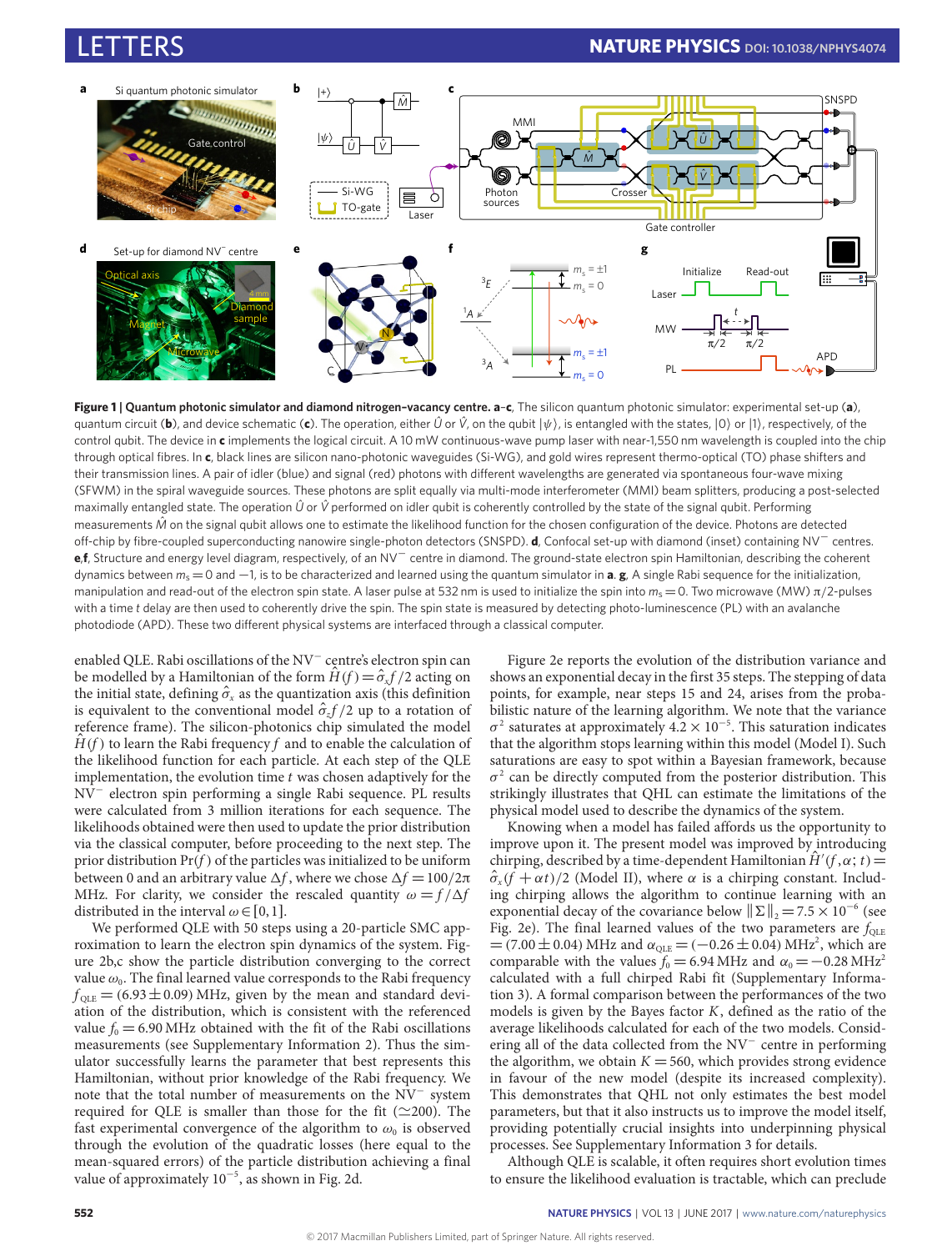**Figure 1 | Quantum photonic simulator and diamond nitrogen-vacancy centre. a–c**, The silicon quantum photonic simulator: experimental set-up (**a**), quantum circuit (**b**), and device schematic (**c**). The operation, either $\hat{U}$ or $\hat{V}$, on the qubit $|\psi\rangle$, is entangled with the states, $|0\rangle$ or $|1\rangle$, respectively, of the control qubit. The device in **c** implements the logical circuit. A 10 mW continuous-wave pump laser with near-1,550 nm wavelength is coupled into the chip through optical fibres. In **c**, black lines are silicon nano-photonic waveguides (Si-WG), and gold wires represent thermo-optical (TO) phase shifters and their transmission lines. A pair of idler (blue) and signal (red) photons with different wavelengths are generated via spontaneous four-wave mixing (SFWM) in the spiral waveguide sources. These photons are split equally via multi-mode interferometer (MMI) beam splitters, producing a post-selected maximally entangled state. The operation $\hat{U}$ or $\hat{V}$ performed on idler qubit is coherently controlled by the state of the signal qubit. Performing measurements $\hat{M}$ on the signal qubit allows one to estimate the likelihood function for the chosen configuration of the device. Photons are detected off-chip by fibre-coupled superconducting nanowire single-photon detectors (SNSPD). **d**, Confocal set-up with diamond (inset) containing $NV^-$ centres. **e**,**f**, Structure and energy level diagram, respectively, of an $NV^-$ centre in diamond. The ground-state electron spin Hamiltonian, describing the coherent dynamics between $m_s = 0$ and $-1$, is to be characterized and learned using the quantum simulator in **a**. **g**, A single Rabi sequence for the initialization, manipulation and read-out of the electron spin state. A laser pulse at 532 nm is used to initialize the spin into $m_s = 0$. Two microwave (MW) $\pi/2$-pulses with a time $t$ delay are then used to coherently drive the spin. The spin state is measured by detecting photo-luminescence (PL) with an avalanche photodiode (APD). These two different physical systems are interfaced through a classical computer.

enabled QLE. Rabi oscillations of the $NV^-$ centre's electron spin can be modelled by a Hamiltonian of the form $\hat{H}(f) = \hat{\sigma}_x f/2$ acting on the initial state, defining $\hat{\sigma}_x$ as the quantization axis (this definition is equivalent to the conventional model $\hat{\sigma}_z f/2$ up to a rotation of reference frame). The silicon-photonics chip simulated the model $\hat{H}(f)$ to learn the Rabi frequency $f$ and to enable the calculation of the likelihood function for each particle. At each step of the QLE implementation, the evolution time $t$ was chosen adaptively for the $NV^-$ electron spin performing a single Rabi sequence. PL results were calculated from 3 million iterations for each sequence. The likelihoods obtained were then used to update the prior distribution via the classical computer, before proceeding to the next step. The prior distribution $\Pr(f)$ of the particles was initialized to be uniform between 0 and an arbitrary value $\Delta f$, where we chose $\Delta f = 100/2\pi$ MHz. For clarity, we consider the rescaled quantity $\omega = f/\Delta f$ distributed in the interval $\omega \in [0,1]$.

We performed QLE with 50 steps using a 20-particle SMC approximation to learn the electron spin dynamics of the system. Figure 2b,c show the particle distribution converging to the correct value $\omega_0$. The final learned value corresponds to the Rabi frequency $f_{\mathrm{QLE}} = (6.93 \pm 0.09)$ MHz, given by the mean and standard deviation of the distribution, which is consistent with the referenced value $f_0 = 6.90$ MHz obtained with the fit of the Rabi oscillations measurements (see Supplementary Information 2). Thus the simulator successfully learns the parameter that best represents this Hamiltonian, without prior knowledge of the Rabi frequency. We note that the total number of measurements on the $NV^-$ system required for QLE is smaller than those for the fit ($\simeq$200). The fast experimental convergence of the algorithm to $\omega_0$ is observed through the evolution of the quadratic losses (here equal to the mean-squared errors) of the particle distribution achieving a final value of approximately $10^{-5}$, as shown in Fig. 2d.

Figure 2e reports the evolution of the distribution variance and shows an exponential decay in the first 35 steps. The stepping of data points, for example, near steps 15 and 24, arises from the probabilistic nature of the learning algorithm. We note that the variance $\sigma^2$ saturates at approximately $4.2 \times 10^{-5}$. This saturation indicates that the algorithm stops learning within this model (Model I). Such saturations are easy to spot within a Bayesian framework, because $\sigma^2$ can be directly computed from the posterior distribution. This strikingly illustrates that QHL can estimate the limitations of the physical model used to describe the dynamics of the system.

Knowing when a model has failed affords us the opportunity to improve upon it. The present model was improved by introducing chirping, described by a time-dependent Hamiltonian $\hat{H}'(f,\alpha;t) = \hat{\sigma}_x(f+\alpha t)/2$ (Model II), where $\alpha$ is a chirping constant. Including chirping allows the algorithm to continue learning with an exponential decay of the covariance below $\|\Sigma\|_2 = 7.5 \times 10^{-6}$ (see Fig. 2e). The final learned values of the two parameters are $f_{\mathrm{QLE}} = (7.00 \pm 0.04)$ MHz and $\alpha_{\mathrm{QLE}} = (-0.26 \pm 0.04)$ MHz$^2$, which are comparable with the values $f_0 = 6.94$ MHz and $\alpha_0 = -0.28$ MHz$^2$ calculated with a full chirped Rabi fit (Supplementary Information 3). A formal comparison between the performances of the two models is given by the Bayes factor $K$, defined as the ratio of the average likelihoods calculated for each of the two models. Considering all of the data collected from the $NV^-$ centre in performing the algorithm, we obtain $K = 560$, which provides strong evidence in favour of the new model (despite its increased complexity). This demonstrates that QHL not only estimates the best model parameters, but that it also instructs us to improve the model itself, providing potentially crucial insights into underpinning physical processes. See Supplementary Information 3 for details.

Although QLE is scalable, it often requires short evolution times to ensure the likelihood evaluation is tractable, which can preclude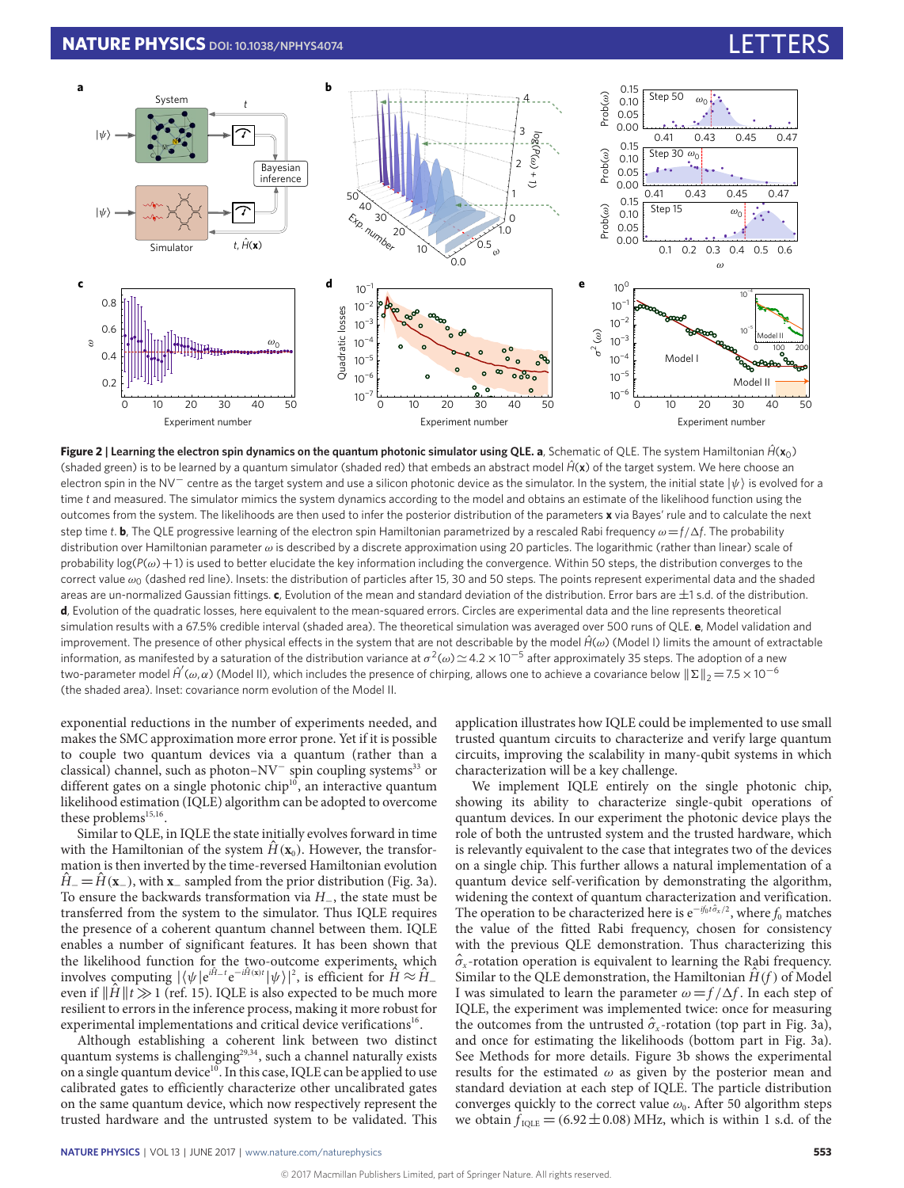**Figure 2 | Learning the electron spin dynamics on the quantum photonic simulator using QLE. a**, Schematic of QLE. The system Hamiltonian $\hat{H}(\mathbf{x}_0)$ (shaded green) is to be learned by a quantum simulator (shaded red) that embeds an abstract model $\hat{H}(\mathbf{x})$ of the target system. We here choose an electron spin in the NV$^-$ centre as the target system and use a silicon photonic device as the simulator. In the system, the initial state $|\psi\rangle$ is evolved for a time $t$ and measured. The simulator mimics the system dynamics according to the model and obtains an estimate of the likelihood function using the outcomes from the system. The likelihoods are then used to infer the posterior distribution of the parameters $\mathbf{x}$ via Bayes' rule and to calculate the next step time $t$. **b**, The QLE progressive learning of the electron spin Hamiltonian parametrized by a rescaled Rabi frequency $\omega = f/\Delta f$. The probability distribution over Hamiltonian parameter $\omega$ is described by a discrete approximation using 20 particles. The logarithmic (rather than linear) scale of probability $\log(P(\omega)+1)$ is used to better elucidate the key information including the convergence. Within 50 steps, the distribution converges to the correct value $\omega_0$ (dashed red line). Insets: the distribution of particles after 15, 30 and 50 steps. The points represent experimental data and the shaded areas are un-normalized Gaussian fittings. **c**, Evolution of the mean and standard deviation of the distribution. Error bars are $\pm 1$ s.d. of the distribution. **d**, Evolution of the quadratic losses, here equivalent to the mean-squared errors. Circles are experimental data and the line represents theoretical simulation results with a 67.5% credible interval (shaded area). The theoretical simulation was averaged over 500 runs of QLE. **e**, Model validation and improvement. The presence of other physical effects in the system that are not describable by the model $\hat{H}(\omega)$ (Model I) limits the amount of extractable information, as manifested by a saturation of the distribution variance at $\sigma^2(\omega) \simeq 4.2 \times 10^{-5}$ after approximately 35 steps. The adoption of a new two-parameter model $\hat{H}'(\omega, \alpha)$ (Model II), which includes the presence of chirping, allows one to achieve a covariance below $\|\Sigma\|_2 = 7.5 \times 10^{-6}$ (the shaded area). Inset: covariance norm evolution of the Model II.

exponential reductions in the number of experiments needed, and makes the SMC approximation more error prone. Yet if it is possible to couple two quantum devices via a quantum (rather than a classical) channel, such as photon–NV$^-$ spin coupling systems[33] or different gates on a single photonic chip[10], an interactive quantum likelihood estimation (IQLE) algorithm can be adopted to overcome these problems[15,16].

Similar to QLE, in IQLE the state initially evolves forward in time with the Hamiltonian of the system $\hat{H}(\mathbf{x}_0)$. However, the transformation is then inverted by the time-reversed Hamiltonian evolution $\hat{H}_- = \hat{H}(\mathbf{x}_-)$, with $\mathbf{x}_-$ sampled from the prior distribution (Fig. 3a). To ensure the backwards transformation via $H_-$, the state must be transferred from the system to the simulator. Thus IQLE requires the presence of a coherent quantum channel between them. IQLE enables a number of significant features. It has been shown that the likelihood function for the two-outcome experiments, which involves computing $|\langle\psi|e^{i\hat{H}_- t}e^{-i\hat{H}(\mathbf{x})t}|\psi\rangle|^2$, is efficient for $\hat{H} \approx \hat{H}_-$ even if $\|\hat{H}\|t \gg 1$ (ref. 15). IQLE is also expected to be much more resilient to errors in the inference process, making it more robust for experimental implementations and critical device verifications[16].

Although establishing a coherent link between two distinct quantum systems is challenging[29,34], such a channel naturally exists on a single quantum device[10]. In this case, IQLE can be applied to use calibrated gates to efficiently characterize other uncalibrated gates on the same quantum device, which now respectively represent the trusted hardware and the untrusted system to be validated. This application illustrates how IQLE could be implemented to use small trusted quantum circuits to characterize and verify large quantum circuits, improving the scalability in many-qubit systems in which characterization will be a key challenge.

We implement IQLE entirely on the single photonic chip, showing its ability to characterize single-qubit operations of quantum devices. In our experiment the photonic device plays the role of both the untrusted system and the trusted hardware, which is relevantly equivalent to the case that integrates two of the devices on a single chip. This further allows a natural implementation of a quantum device self-verification by demonstrating the algorithm, widening the context of quantum characterization and verification. The operation to be characterized here is $e^{-if_0 t\hat{\sigma}_x/2}$, where $f_0$ matches the value of the fitted Rabi frequency, chosen for consistency with the previous QLE demonstration. Thus characterizing this $\hat{\sigma}_x$-rotation operation is equivalent to learning the Rabi frequency. Similar to the QLE demonstration, the Hamiltonian $\hat{H}(f)$ of Model I was simulated to learn the parameter $\omega = f/\Delta f$. In each step of IQLE, the experiment was implemented twice: once for measuring the outcomes from the untrusted $\hat{\sigma}_x$-rotation (top part in Fig. 3a), and once for estimating the likelihoods (bottom part in Fig. 3a). See Methods for more details. Figure 3b shows the experimental results for the estimated $\omega$ as given by the posterior mean and standard deviation at each step of IQLE. The particle distribution converges quickly to the correct value $\omega_0$. After 50 algorithm steps we obtain $f_{\mathrm{IQLE}} = (6.92 \pm 0.08)$ MHz, which is within 1 s.d. of the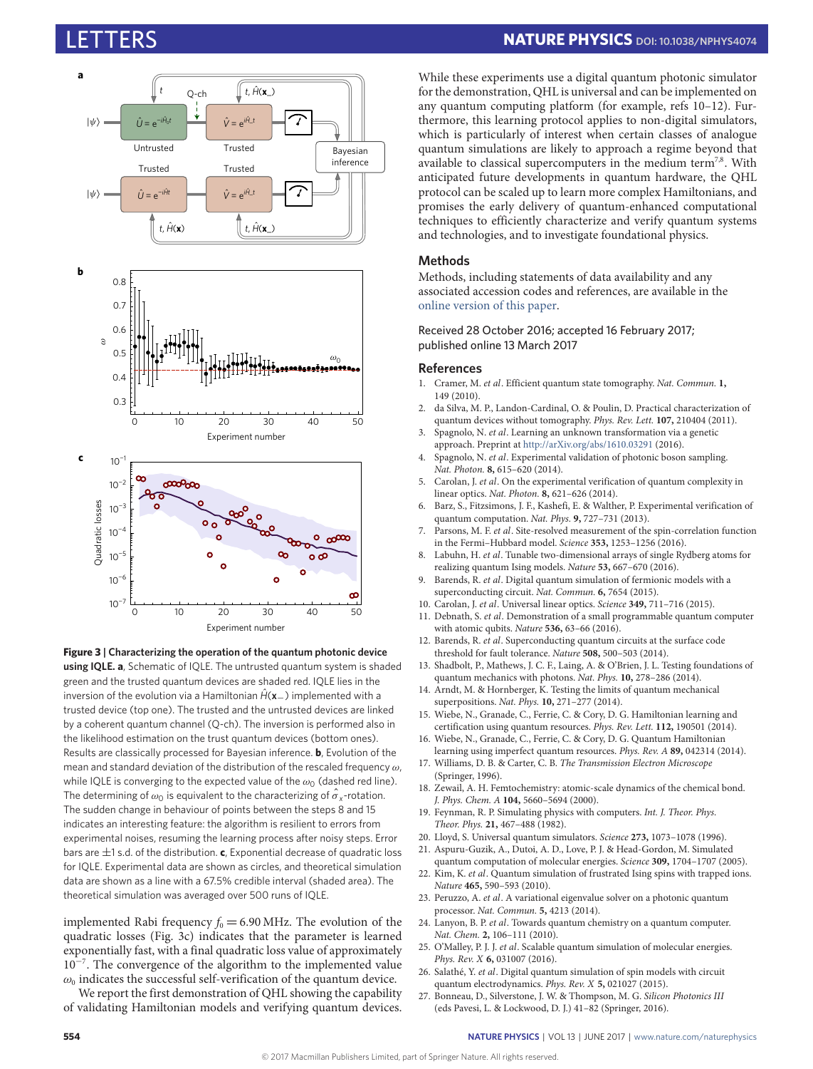**Figure 3 | Characterizing the operation of the quantum photonic device using IQLE. a**, Schematic of IQLE. The untrusted quantum system is shaded green and the trusted quantum devices are shaded red. IQLE lies in the inversion of the evolution via a Hamiltonian $\hat{H}(\mathbf{x}_-)$ implemented with a trusted device (top one). The trusted and the untrusted devices are linked by a coherent quantum channel (Q-ch). The inversion is performed also in the likelihood estimation on the trust quantum devices (bottom ones). Results are classically processed for Bayesian inference. **b**, Evolution of the mean and standard deviation of the distribution of the rescaled frequency $\omega$, while IQLE is converging to the expected value of the $\omega_0$ (dashed red line). The determining of $\omega_0$ is equivalent to the characterizing of $\hat{\sigma}_x$-rotation. The sudden change in behaviour of points between the steps 8 and 15 indicates an interesting feature: the algorithm is resilient to errors from experimental noises, resuming the learning process after noisy steps. Error bars are ±1 s.d. of the distribution. **c**, Exponential decrease of quadratic loss for IQLE. Experimental data are shown as circles, and theoretical simulation data are shown as a line with a 67.5% credible interval (shaded area). The theoretical simulation was averaged over 500 runs of IQLE.

implemented Rabi frequency $f_0 = 6.90$ MHz. The evolution of the quadratic losses (Fig. 3c) indicates that the parameter is learned exponentially fast, with a final quadratic loss value of approximately $10^{-7}$. The convergence of the algorithm to the implemented value $\omega_0$ indicates the successful self-verification of the quantum device.

We report the first demonstration of QHL showing the capability of validating Hamiltonian models and verifying quantum devices. While these experiments use a digital quantum photonic simulator for the demonstration, QHL is universal and can be implemented on any quantum computing platform (for example, refs 10–12). Furthermore, this learning protocol applies to non-digital simulators, which is particularly of interest when certain classes of analogue quantum simulations are likely to approach a regime beyond that available to classical supercomputers in the medium term[7,8]. With anticipated future developments in quantum hardware, the QHL protocol can be scaled up to learn more complex Hamiltonians, and promises the early delivery of quantum-enhanced computational techniques to efficiently characterize and verify quantum systems and technologies, and to investigate foundational physics.

## Methods

Methods, including statements of data availability and any associated accession codes and references, are available in the online version of this paper.

Received 28 October 2016; accepted 16 February 2017; published online 13 March 2017

## References

1. Cramer, M. *et al*. Efficient quantum state tomography. *Nat. Commun.* **1,** 149 (2010).
2. da Silva, M. P., Landon-Cardinal, O. & Poulin, D. Practical characterization of quantum devices without tomography. *Phys. Rev. Lett.* **107,** 210404 (2011).
3. Spagnolo, N. *et al*. Learning an unknown transformation via a genetic approach. Preprint at http://arXiv.org/abs/1610.03291 (2016).
4. Spagnolo, N. *et al*. Experimental validation of photonic boson sampling. *Nat. Photon.* **8,** 615–620 (2014).
5. Carolan, J. *et al*. On the experimental verification of quantum complexity in linear optics. *Nat. Photon.* **8,** 621–626 (2014).
6. Barz, S., Fitzsimons, J. F., Kashefi, E. & Walther, P. Experimental verification of quantum computation. *Nat. Phys.* **9,** 727–731 (2013).
7. Parsons, M. F. *et al*. Site-resolved measurement of the spin-correlation function in the Fermi–Hubbard model. *Science* **353,** 1253–1256 (2016).
8. Labuhn, H. *et al*. Tunable two-dimensional arrays of single Rydberg atoms for realizing quantum Ising models. *Nature* **53,** 667–670 (2016).
9. Barends, R. *et al*. Digital quantum simulation of fermionic models with a superconducting circuit. *Nat. Commun.* **6,** 7654 (2015).
10. Carolan, J. *et al*. Universal linear optics. *Science* **349,** 711–716 (2015).
11. Debnath, S. *et al*. Demonstration of a small programmable quantum computer with atomic qubits. *Nature* **536,** 63–66 (2016).
12. Barends, R. *et al*. Superconducting quantum circuits at the surface code threshold for fault tolerance. *Nature* **508,** 500–503 (2014).
13. Shadbolt, P., Mathews, J. C. F., Laing, A. & O'Brien, J. L. Testing foundations of quantum mechanics with photons. *Nat. Phys.* **10,** 278–286 (2014).
14. Arndt, M. & Hornberger, K. Testing the limits of quantum mechanical superpositions. *Nat. Phys.* **10,** 271–277 (2014).
15. Wiebe, N., Granade, C., Ferrie, C. & Cory, D. G. Hamiltonian learning and certification using quantum resources. *Phys. Rev. Lett.* **112,** 190501 (2014).
16. Wiebe, N., Granade, C., Ferrie, C. & Cory, D. G. Quantum Hamiltonian learning using imperfect quantum resources. *Phys. Rev. A* **89,** 042314 (2014).
17. Williams, D. B. & Carter, C. B. *The Transmission Electron Microscope* (Springer, 1996).
18. Zewail, A. H. Femtochemistry: atomic-scale dynamics of the chemical bond. *J. Phys. Chem. A* **104,** 5660–5694 (2000).
19. Feynman, R. P. Simulating physics with computers. *Int. J. Theor. Phys. Theor. Phys.* **21,** 467–488 (1982).
20. Lloyd, S. Universal quantum simulators. *Science* **273,** 1073–1078 (1996).
21. Aspuru-Guzik, A., Dutoi, A. D., Love, P. J. & Head-Gordon, M. Simulated quantum computation of molecular energies. *Science* **309,** 1704–1707 (2005).
22. Kim, K. *et al*. Quantum simulation of frustrated Ising spins with trapped ions. *Nature* **465,** 590–593 (2010).
23. Peruzzo, A. *et al*. A variational eigenvalue solver on a photonic quantum processor. *Nat. Commun.* **5,** 4213 (2014).
24. Lanyon, B. P. *et al*. Towards quantum chemistry on a quantum computer. *Nat. Chem.* **2,** 106–111 (2010).
25. O'Malley, P. J. J. *et al*. Scalable quantum simulation of molecular energies. *Phys. Rev. X* **6,** 031007 (2016).
26. Salathé, Y. *et al*. Digital quantum simulation of spin models with circuit quantum electrodynamics. *Phys. Rev. X* **5,** 021027 (2015).
27. Bonneau, D., Silverstone, J. W. & Thompson, M. G. *Silicon Photonics III* (eds Pavesi, L. & Lockwood, D. J.) 41–82 (Springer, 2016).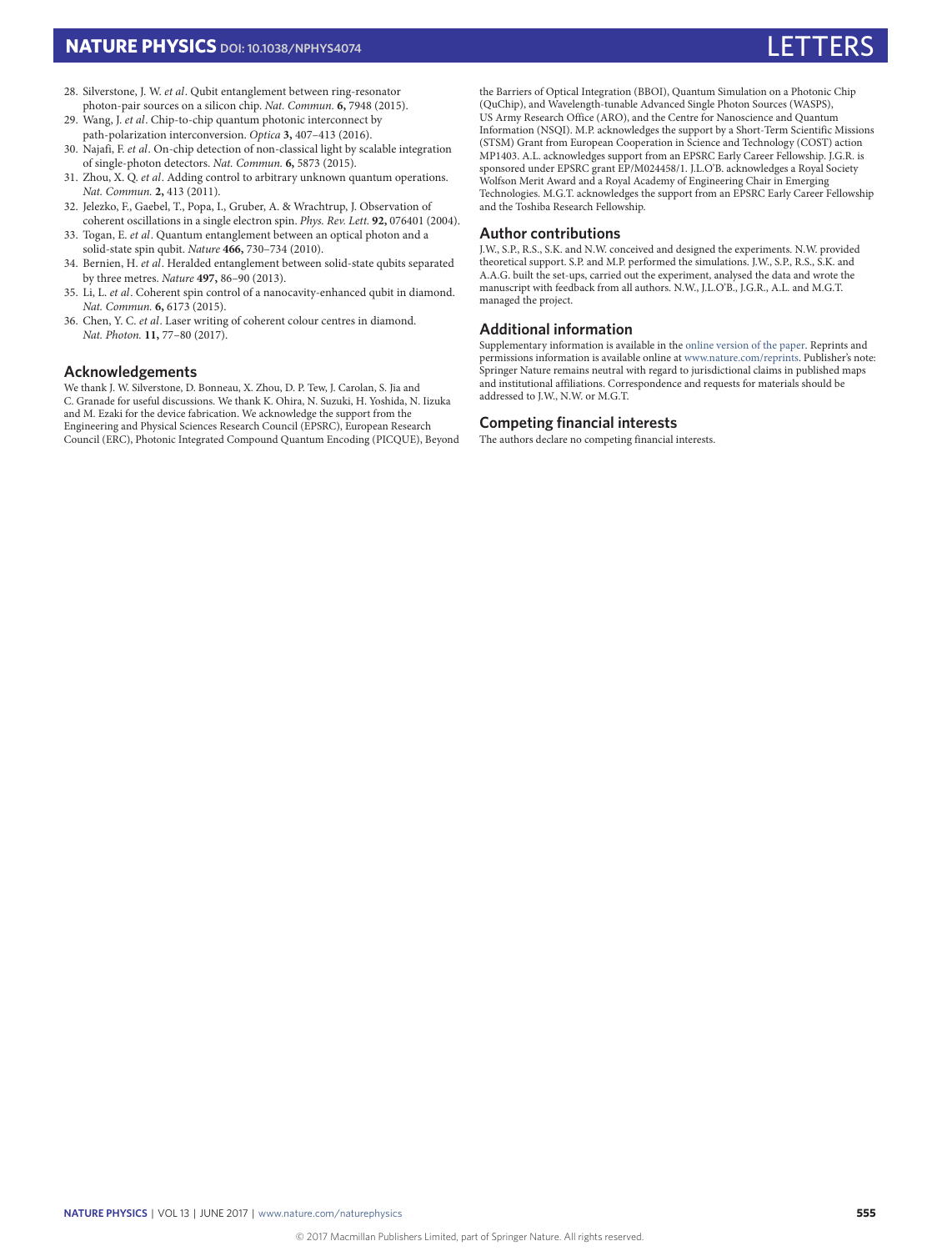28. Silverstone, J. W. *et al*. Qubit entanglement between ring-resonator photon-pair sources on a silicon chip. *Nat. Commun.* **6,** 7948 (2015).
29. Wang, J. *et al*. Chip-to-chip quantum photonic interconnect by path-polarization interconversion. *Optica* **3,** 407–413 (2016).
30. Najafi, F. *et al*. On-chip detection of non-classical light by scalable integration of single-photon detectors. *Nat. Commun.* **6,** 5873 (2015).
31. Zhou, X. Q. *et al*. Adding control to arbitrary unknown quantum operations. *Nat. Commun.* **2,** 413 (2011).
32. Jelezko, F., Gaebel, T., Popa, I., Gruber, A. & Wrachtrup, J. Observation of coherent oscillations in a single electron spin. *Phys. Rev. Lett.* **92,** 076401 (2004).
33. Togan, E. *et al*. Quantum entanglement between an optical photon and a solid-state spin qubit. *Nature* **466,** 730–734 (2010).
34. Bernien, H. *et al*. Heralded entanglement between solid-state qubits separated by three metres. *Nature* **497,** 86–90 (2013).
35. Li, L. *et al*. Coherent spin control of a nanocavity-enhanced qubit in diamond. *Nat. Commun.* **6,** 6173 (2015).
36. Chen, Y. C. *et al*. Laser writing of coherent colour centres in diamond. *Nat. Photon.* **11,** 77–80 (2017).

## Acknowledgements

We thank J. W. Silverstone, D. Bonneau, X. Zhou, D. P. Tew, J. Carolan, S. Jia and C. Granade for useful discussions. We thank K. Ohira, N. Suzuki, H. Yoshida, N. Iizuka and M. Ezaki for the device fabrication. We acknowledge the support from the Engineering and Physical Sciences Research Council (EPSRC), European Research Council (ERC), Photonic Integrated Compound Quantum Encoding (PICQUE), Beyond the Barriers of Optical Integration (BBOI), Quantum Simulation on a Photonic Chip (QuChip), and Wavelength-tunable Advanced Single Photon Sources (WASPS), US Army Research Office (ARO), and the Centre for Nanoscience and Quantum Information (NSQI). M.P. acknowledges the support by a Short-Term Scientific Missions (STSM) Grant from European Cooperation in Science and Technology (COST) action MP1403. A.L. acknowledges support from an EPSRC Early Career Fellowship. J.G.R. is sponsored under EPSRC grant EP/M024458/1. J.L.O'B. acknowledges a Royal Society Wolfson Merit Award and a Royal Academy of Engineering Chair in Emerging Technologies. M.G.T. acknowledges the support from an EPSRC Early Career Fellowship and the Toshiba Research Fellowship.

## Author contributions

J.W., S.P., R.S., S.K. and N.W. conceived and designed the experiments. N.W. provided theoretical support. S.P. and M.P. performed the simulations. J.W., S.P., R.S., S.K. and A.A.G. built the set-ups, carried out the experiment, analysed the data and wrote the manuscript with feedback from all authors. N.W., J.L.O'B., J.G.R., A.L. and M.G.T. managed the project.

## Additional information

Supplementary information is available in the online version of the paper. Reprints and permissions information is available online at www.nature.com/reprints. Publisher's note: Springer Nature remains neutral with regard to jurisdictional claims in published maps and institutional affiliations. Correspondence and requests for materials should be addressed to J.W., N.W. or M.G.T.

## Competing financial interests

The authors declare no competing financial interests.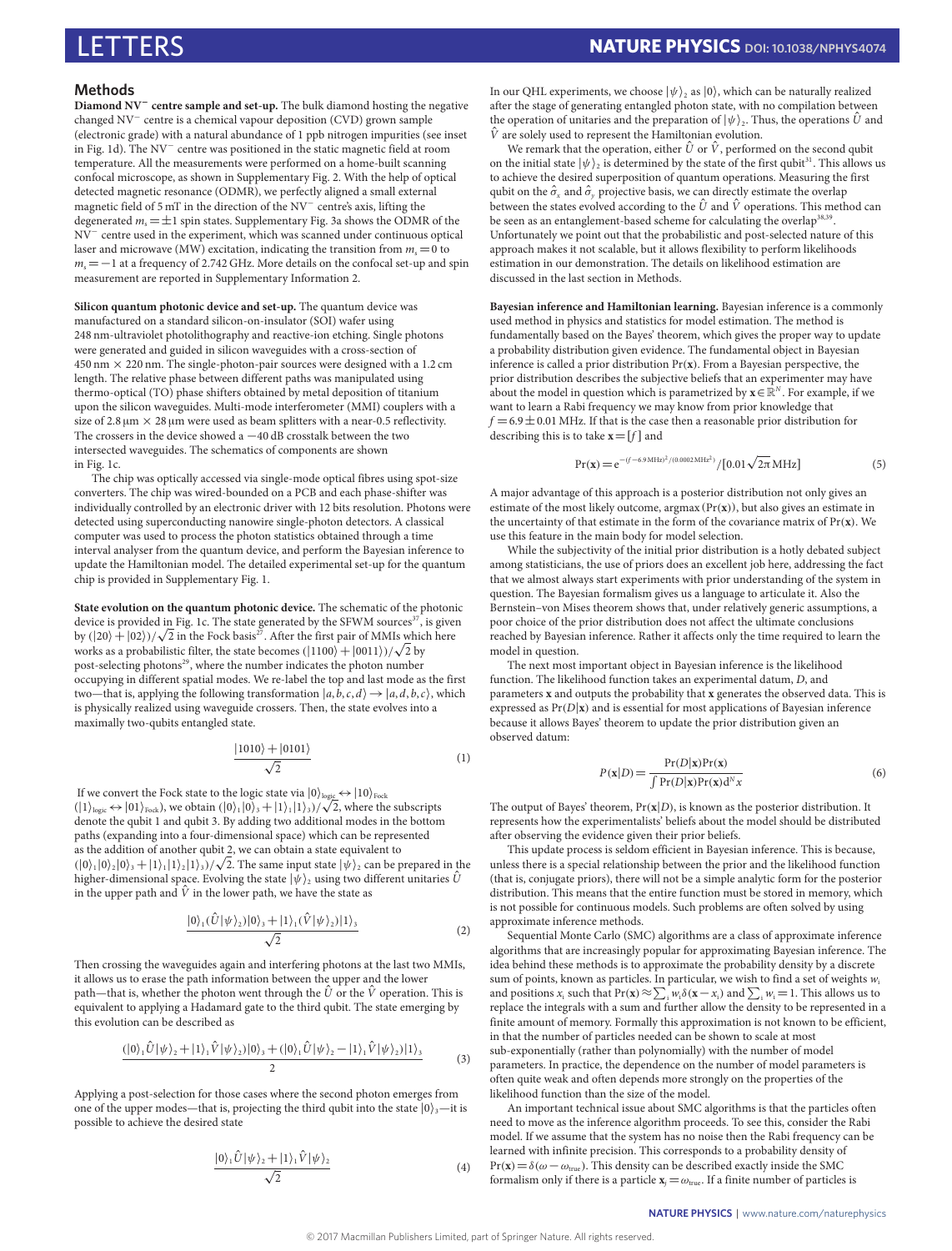## Methods

**Diamond NV$^-$ centre sample and set-up.** The bulk diamond hosting the negative changed NV$^-$ centre is a chemical vapour deposition (CVD) grown sample (electronic grade) with a natural abundance of 1 ppb nitrogen impurities (see inset in Fig. 1d). The NV$^-$ centre was positioned in the static magnetic field at room temperature. All the measurements were performed on a home-built scanning confocal microscope, as shown in Supplementary Fig. 2. With the help of optical detected magnetic resonance (ODMR), we perfectly aligned a small external magnetic field of 5 mT in the direction of the NV$^-$ centre's axis, lifting the degenerated $m_s = \pm 1$ spin states. Supplementary Fig. 3a shows the ODMR of the NV$^-$ centre used in the experiment, which was scanned under continuous optical laser and microwave (MW) excitation, indicating the transition from $m_s = 0$ to $m_s = -1$ at a frequency of 2.742 GHz. More details on the confocal set-up and spin measurement are reported in Supplementary Information 2.

**Silicon quantum photonic device and set-up.** The quantum device was manufactured on a standard silicon-on-insulator (SOI) wafer using 248 nm-ultraviolet photolithography and reactive-ion etching. Single photons were generated and guided in silicon waveguides with a cross-section of 450 nm × 220 nm. The single-photon-pair sources were designed with a 1.2 cm length. The relative phase between different paths was manipulated using thermo-optical (TO) phase shifters obtained by metal deposition of titanium upon the silicon waveguides. Multi-mode interferometer (MMI) couplers with a size of 2.8 μm × 28 μm were used as beam splitters with a near-0.5 reflectivity. The crossers in the device showed a −40 dB crosstalk between the two intersected waveguides. The schematics of components are shown in Fig. 1c.

The chip was optically accessed via single-mode optical fibres using spot-size converters. The chip was wired-bounded on a PCB and each phase-shifter was individually controlled by an electronic driver with 12 bits resolution. Photons were detected using superconducting nanowire single-photon detectors. A classical computer was used to process the photon statistics obtained through a time interval analyser from the quantum device, and perform the Bayesian inference to update the Hamiltonian model. The detailed experimental set-up for the quantum chip is provided in Supplementary Fig. 1.

**State evolution on the quantum photonic device.** The schematic of the photonic device is provided in Fig. 1c. The state generated by the SFWM sources[37], is given by $(|20\rangle + |02\rangle)/\sqrt{2}$ in the Fock basis[27]. After the first pair of MMIs which here works as a probabilistic filter, the state becomes $(|1100\rangle + |0011\rangle)/\sqrt{2}$ by post-selecting photons[29], where the number indicates the photon number occupying in different spatial modes. We re-label the top and last mode as the first two—that is, applying the following transformation $|a,b,c,d\rangle \rightarrow |a,d,b,c\rangle$, which is physically realized using waveguide crossers. Then, the state evolves into a maximally two-qubits entangled state.

$$\frac{|1010\rangle + |0101\rangle}{\sqrt{2}} \tag{1}$$

If we convert the Fock state to the logic state via $|0\rangle_{\text{logic}} \leftrightarrow |10\rangle_{\text{Fock}}$ ($|1\rangle_{\text{logic}} \leftrightarrow |01\rangle_{\text{Fock}}$), we obtain $(|0\rangle_1|0\rangle_3 + |1\rangle_1|1\rangle_3)/\sqrt{2}$, where the subscripts denote the qubit 1 and qubit 3. By adding two additional modes in the bottom paths (expanding into a four-dimensional space) which can be represented as the addition of another qubit 2, we can obtain a state equivalent to $(|0\rangle_1|0\rangle_2|0\rangle_3 + |1\rangle_1|1\rangle_2|1\rangle_3)/\sqrt{2}$. The same input state $|\psi\rangle_2$ can be prepared in the higher-dimensional space. Evolving the state $|\psi\rangle_2$ using two different unitaries $\hat{U}$ in the upper path and $\hat{V}$ in the lower path, we have the state as

$$\frac{|0\rangle_1(\hat{U}|\psi\rangle_2)|0\rangle_3 + |1\rangle_1(\hat{V}|\psi\rangle_2)|1\rangle_3}{\sqrt{2}} \tag{2}$$

Then crossing the waveguides again and interfering photons at the last two MMIs, it allows us to erase the path information between the upper and the lower path—that is, whether the photon went through the $\hat{U}$ or the $\hat{V}$ operation. This is equivalent to applying a Hadamard gate to the third qubit. The state emerging by this evolution can be described as

$$\frac{(|0\rangle_1\hat{U}|\psi\rangle_2 + |1\rangle_1\hat{V}|\psi\rangle_2)|0\rangle_3 + (|0\rangle_1\hat{U}|\psi\rangle_2 - |1\rangle_1\hat{V}|\psi\rangle_2)|1\rangle_3}{2} \tag{3}$$

Applying a post-selection for those cases where the second photon emerges from one of the upper modes—that is, projecting the third qubit into the state $|0\rangle_3$—it is possible to achieve the desired state

$$\frac{|0\rangle_1\hat{U}|\psi\rangle_2 + |1\rangle_1\hat{V}|\psi\rangle_2}{\sqrt{2}} \tag{4}$$

In our QHL experiments, we choose $|\psi\rangle_2$ as $|0\rangle$, which can be naturally realized after the stage of generating entangled photon state, with no compilation between the operation of unitaries and the preparation of $|\psi\rangle_2$. Thus, the operations $\hat{U}$ and $\hat{V}$ are solely used to represent the Hamiltonian evolution.

We remark that the operation, either $\hat{U}$ or $\hat{V}$, performed on the second qubit on the initial state $|\psi\rangle_2$ is determined by the state of the first qubit[31]. This allows us to achieve the desired superposition of quantum operations. Measuring the first qubit on the $\hat{\sigma}_x$ and $\hat{\sigma}_y$ projective basis, we can directly estimate the overlap between the states evolved according to the $\hat{U}$ and $\hat{V}$ operations. This method can be seen as an entanglement-based scheme for calculating the overlap[38,39]. Unfortunately we point out that the probabilistic and post-selected nature of this approach makes it not scalable, but it allows flexibility to perform likelihoods estimation in our demonstration. The details on likelihood estimation are discussed in the last section in Methods.

**Bayesian inference and Hamiltonian learning.** Bayesian inference is a commonly used method in physics and statistics for model estimation. The method is fundamentally based on the Bayes' theorem, which gives the proper way to update a probability distribution given evidence. The fundamental object in Bayesian inference is called a prior distribution $\Pr(\mathbf{x})$. From a Bayesian perspective, the prior distribution describes the subjective beliefs that an experimenter may have about the model in question which is parametrized by $\mathbf{x} \in \mathbb{R}^N$. For example, if we want to learn a Rabi frequency we may know from prior knowledge that $f = 6.9 \pm 0.01$ MHz. If that is the case then a reasonable prior distribution for describing this is to take $\mathbf{x} = [f]$ and

$$\Pr(\mathbf{x}) = e^{-(f-6.9\,\text{MHz})^2/(0.0002\,\text{MHz}^2)}/[0.01\sqrt{2\pi}\,\text{MHz}] \tag{5}$$

A major advantage of this approach is a posterior distribution not only gives an estimate of the most likely outcome, $\text{argmax}(\Pr(\mathbf{x}))$, but also gives an estimate in the uncertainty of that estimate in the form of the covariance matrix of $\Pr(\mathbf{x})$. We use this feature in the main body for model selection.

While the subjectivity of the initial prior distribution is a hotly debated subject among statisticians, the use of priors does an excellent job here, addressing the fact that we almost always start experiments with prior understanding of the system in question. The Bayesian formalism gives us a language to articulate it. Also the Bernstein–von Mises theorem shows that, under relatively generic assumptions, a poor choice of the prior distribution does not affect the ultimate conclusions reached by Bayesian inference. Rather it affects only the time required to learn the model in question.

The next most important object in Bayesian inference is the likelihood function. The likelihood function takes an experimental datum, $D$, and parameters $\mathbf{x}$ and outputs the probability that $\mathbf{x}$ generates the observed data. This is expressed as $\Pr(D|\mathbf{x})$ and is essential for most applications of Bayesian inference because it allows Bayes' theorem to update the prior distribution given an observed datum:

$$P(\mathbf{x}|D) = \frac{\Pr(D|\mathbf{x})\Pr(\mathbf{x})}{\int \Pr(D|\mathbf{x})\Pr(\mathbf{x})\,\mathrm{d}^N x} \tag{6}$$

The output of Bayes' theorem, $\Pr(\mathbf{x}|D)$, is known as the posterior distribution. It represents how the experimentalists' beliefs about the model should be distributed after observing the evidence given their prior beliefs.

This update process is seldom efficient in Bayesian inference. This is because, unless there is a special relationship between the prior and the likelihood function (that is, conjugate priors), there will not be a simple analytic form for the posterior distribution. This means that the entire function must be stored in memory, which is not possible for continuous models. Such problems are often solved by using approximate inference methods.

Sequential Monte Carlo (SMC) algorithms are a class of approximate inference algorithms that are increasingly popular for approximating Bayesian inference. The idea behind these methods is to approximate the probability density by a discrete sum of points, known as particles. In particular, we wish to find a set of weights $w_i$ and positions $x_i$ such that $\Pr(\mathbf{x}) \approx \sum_i w_i \delta(\mathbf{x} - x_i)$ and $\sum_i w_i = 1$. This allows us to replace the integrals with a sum and further allow the density to be represented in a finite amount of memory. Formally this approximation is not known to be efficient, in that the number of particles needed can be shown to scale at most sub-exponentially (rather than polynomially) with the number of model parameters. In practice, the dependence on the number of model parameters is often quite weak and often depends more strongly on the properties of the likelihood function than the size of the model.

An important technical issue about SMC algorithms is that the particles often need to move as the inference algorithm proceeds. To see this, consider the Rabi model. If we assume that the system has no noise then the Rabi frequency can be learned with infinite precision. This corresponds to a probability density of $\Pr(\mathbf{x}) = \delta(\omega - \omega_{\text{true}})$. This density can be described exactly inside the SMC formalism only if there is a particle $\mathbf{x}_i = \omega_{\text{true}}$. If a finite number of particles is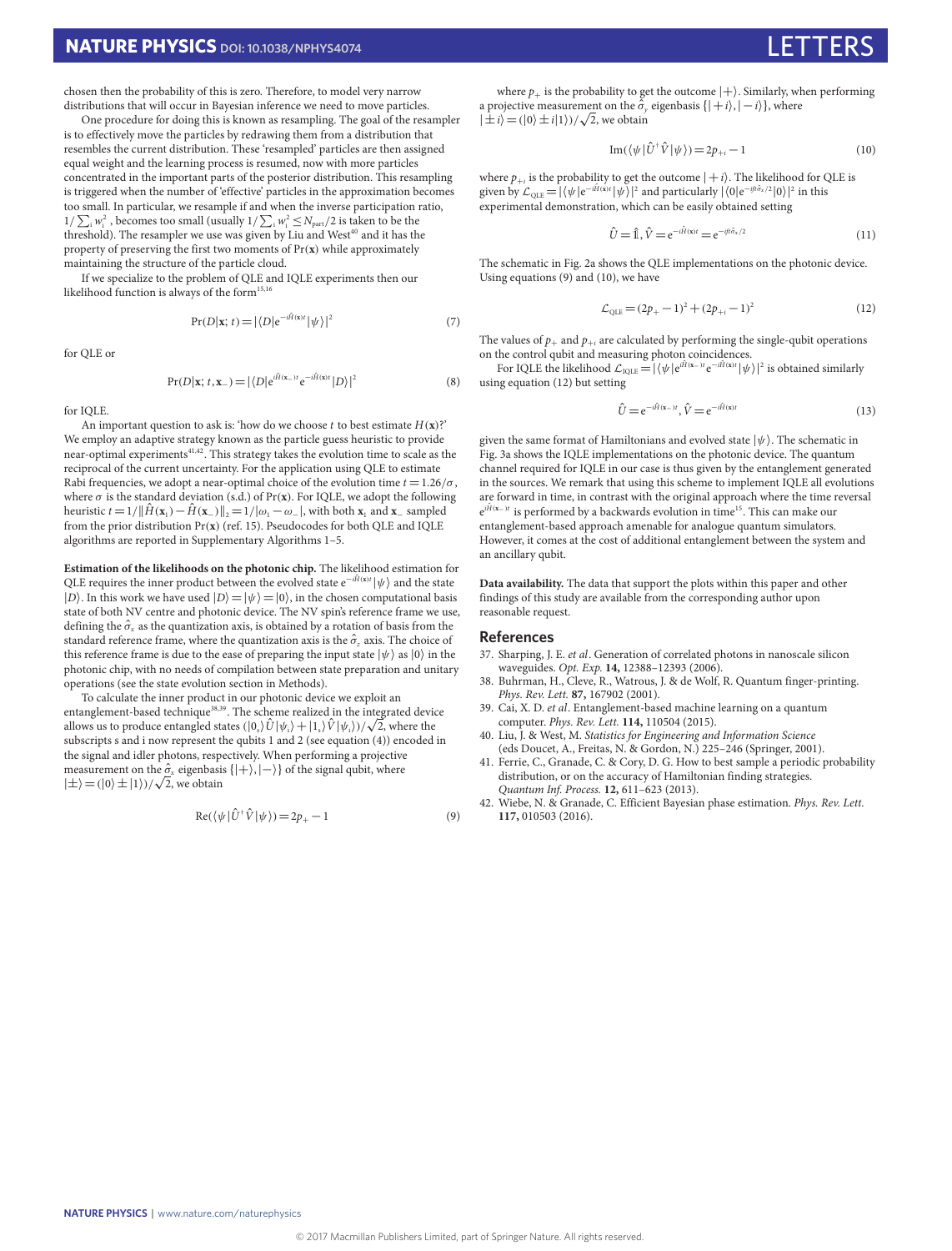chosen then the probability of this is zero. Therefore, to model very narrow distributions that will occur in Bayesian inference we need to move particles.

One procedure for doing this is known as resampling. The goal of the resampler is to effectively move the particles by redrawing them from a distribution that resembles the current distribution. These 'resampled' particles are then assigned equal weight and the learning process is resumed, now with more particles concentrated in the important parts of the posterior distribution. This resampling is triggered when the number of 'effective' particles in the approximation becomes too small. In particular, we resample if and when the inverse participation ratio, $1/\sum_i w_i^2$, becomes too small (usually $1/\sum_i w_i^2 \leq N_{\rm part}/2$ is taken to be the threshold). The resampler we use was given by Liu and West[40] and it has the property of preserving the first two moments of $\Pr(\mathbf{x})$ while approximately maintaining the structure of the particle cloud.

If we specialize to the problem of QLE and IQLE experiments then our likelihood function is always of the form[15,16]

$$\Pr(D|\mathbf{x};t) = |\langle D|e^{-i\hat{H}(\mathbf{x})t}|\psi\rangle|^2 \tag{7}$$

for QLE or

$$\Pr(D|\mathbf{x};t,\mathbf{x}_-) = |\langle D|e^{i\hat{H}(\mathbf{x}_-)t}e^{-i\hat{H}(\mathbf{x})t}|D\rangle|^2 \tag{8}$$

for IQLE.

An important question to ask is: 'how do we choose $t$ to best estimate $H(\mathbf{x})$?' We employ an adaptive strategy known as the particle guess heuristic to provide near-optimal experiments[41,42]. This strategy takes the evolution time to scale as the reciprocal of the current uncertainty. For the application using QLE to estimate Rabi frequencies, we adopt a near-optimal choice of the evolution time $t = 1.26/\sigma$, where $\sigma$ is the standard deviation (s.d.) of $\Pr(\mathbf{x})$. For IQLE, we adopt the following heuristic $t = 1/\|\hat{H}(\mathbf{x}_i) - \hat{H}(\mathbf{x}_-)\|_2 = 1/|\omega_i - \omega_-|$, with both $\mathbf{x}_i$ and $\mathbf{x}_-$ sampled from the prior distribution $\Pr(\mathbf{x})$ (ref. 15). Pseudocodes for both QLE and IQLE algorithms are reported in Supplementary Algorithms 1–5.

**Estimation of the likelihoods on the photonic chip.** The likelihood estimation for QLE requires the inner product between the evolved state $e^{-i\hat{H}(\mathbf{x})t}|\psi\rangle$ and the state $|D\rangle$. In this work we have used $|D\rangle = |\psi\rangle = |0\rangle$, in the chosen computational basis state of both NV centre and photonic device. The NV spin's reference frame we use, defining the $\hat{\sigma}_x$ as the quantization axis, is obtained by a rotation of basis from the standard reference frame, where the quantization axis is the $\hat{\sigma}_z$ axis. The choice of this reference frame is due to the ease of preparing the input state $|\psi\rangle$ as $|0\rangle$ in the photonic chip, with no needs of compilation between state preparation and unitary operations (see the state evolution section in Methods).

To calculate the inner product in our photonic device we exploit an entanglement-based technique[38,39]. The scheme realized in the integrated device allows us to produce entangled states $(|0_s\rangle\hat{U}|\psi_i\rangle + |1_s\rangle\hat{V}|\psi_i\rangle)/\sqrt{2}$, where the subscripts s and i now represent the qubits 1 and 2 (see equation (4)) encoded in the signal and idler photons, respectively. When performing a projective measurement on the $\hat{\sigma}_x$ eigenbasis $\{|+\rangle, |-\rangle\}$ of the signal qubit, where $|\pm\rangle = (|0\rangle \pm |1\rangle)/\sqrt{2}$, we obtain

$$\mathrm{Re}(\langle\psi|\hat{U}^\dagger\hat{V}|\psi\rangle) = 2p_+ - 1 \tag{9}$$

where $p_+$ is the probability to get the outcome $|+\rangle$. Similarly, when performing a projective measurement on the $\hat{\sigma}_y$ eigenbasis $\{|+i\rangle, |-i\rangle\}$, where $|\pm i\rangle = (|0\rangle \pm i|1\rangle)/\sqrt{2}$, we obtain

$$\mathrm{Im}(\langle\psi|\hat{U}^\dagger\hat{V}|\psi\rangle) = 2p_{+i} - 1 \tag{10}$$

where $p_{+i}$ is the probability to get the outcome $|+i\rangle$. The likelihood for QLE is given by $\mathcal{L}_{\rm QLE} = |\langle\psi|e^{-i\hat{H}(\mathbf{x})t}|\psi\rangle|^2$ and particularly $|\langle 0|e^{-i f t\hat{\sigma}_x/2}|0\rangle|^2$ in this experimental demonstration, which can be easily obtained setting

$$\hat{U} = \hat{\mathbb{1}},\ \hat{V} = e^{-i\hat{H}(\mathbf{x})t} = e^{-i f t\hat{\sigma}_x/2} \tag{11}$$

The schematic in Fig. 2a shows the QLE implementations on the photonic device. Using equations (9) and (10), we have

$$\mathcal{L}_{\rm QLE} = (2p_+ - 1)^2 + (2p_{+i} - 1)^2 \tag{12}$$

The values of $p_+$ and $p_{+i}$ are calculated by performing the single-qubit operations on the control qubit and measuring photon coincidences.

For IQLE the likelihood $\mathcal{L}_{\rm IQLE} = |\langle\psi|e^{i\hat{H}(\mathbf{x}_-)t}e^{-i\hat{H}(\mathbf{x})t}|\psi\rangle|^2$ is obtained similarly using equation (12) but setting

$$\hat{U} = e^{-i\hat{H}(\mathbf{x}_-)t},\ \hat{V} = e^{-i\hat{H}(\mathbf{x})t} \tag{13}$$

given the same format of Hamiltonians and evolved state $|\psi\rangle$. The schematic in Fig. 3a shows the IQLE implementations on the photonic device. The quantum channel required for IQLE in our case is thus given by the entanglement generated in the sources. We remark that using this scheme to implement IQLE all evolutions are forward in time, in contrast with the original approach where the time reversal $e^{i\hat{H}(\mathbf{x}_-)t}$ is performed by a backwards evolution in time[15]. This can make our entanglement-based approach amenable for analogue quantum simulators. However, it comes at the cost of additional entanglement between the system and an ancillary qubit.

**Data availability.** The data that support the plots within this paper and other findings of this study are available from the corresponding author upon reasonable request.

## References

37. Sharping, J. E. *et al*. Generation of correlated photons in nanoscale silicon waveguides. *Opt. Exp.* **14,** 12388–12393 (2006).
38. Buhrman, H., Cleve, R., Watrous, J. & de Wolf, R. Quantum finger-printing. *Phys. Rev. Lett.* **87,** 167902 (2001).
39. Cai, X. D. *et al*. Entanglement-based machine learning on a quantum computer. *Phys. Rev. Lett.* **114,** 110504 (2015).
40. Liu, J. & West, M. *Statistics for Engineering and Information Science* (eds Doucet, A., Freitas, N. & Gordon, N.) 225–246 (Springer, 2001).
41. Ferrie, C., Granade, C. & Cory, D. G. How to best sample a periodic probability distribution, or on the accuracy of Hamiltonian finding strategies. *Quantum Inf. Process.* **12,** 611–623 (2013).
42. Wiebe, N. & Granade, C. Efficient Bayesian phase estimation. *Phys. Rev. Lett.* **117,** 010503 (2016).